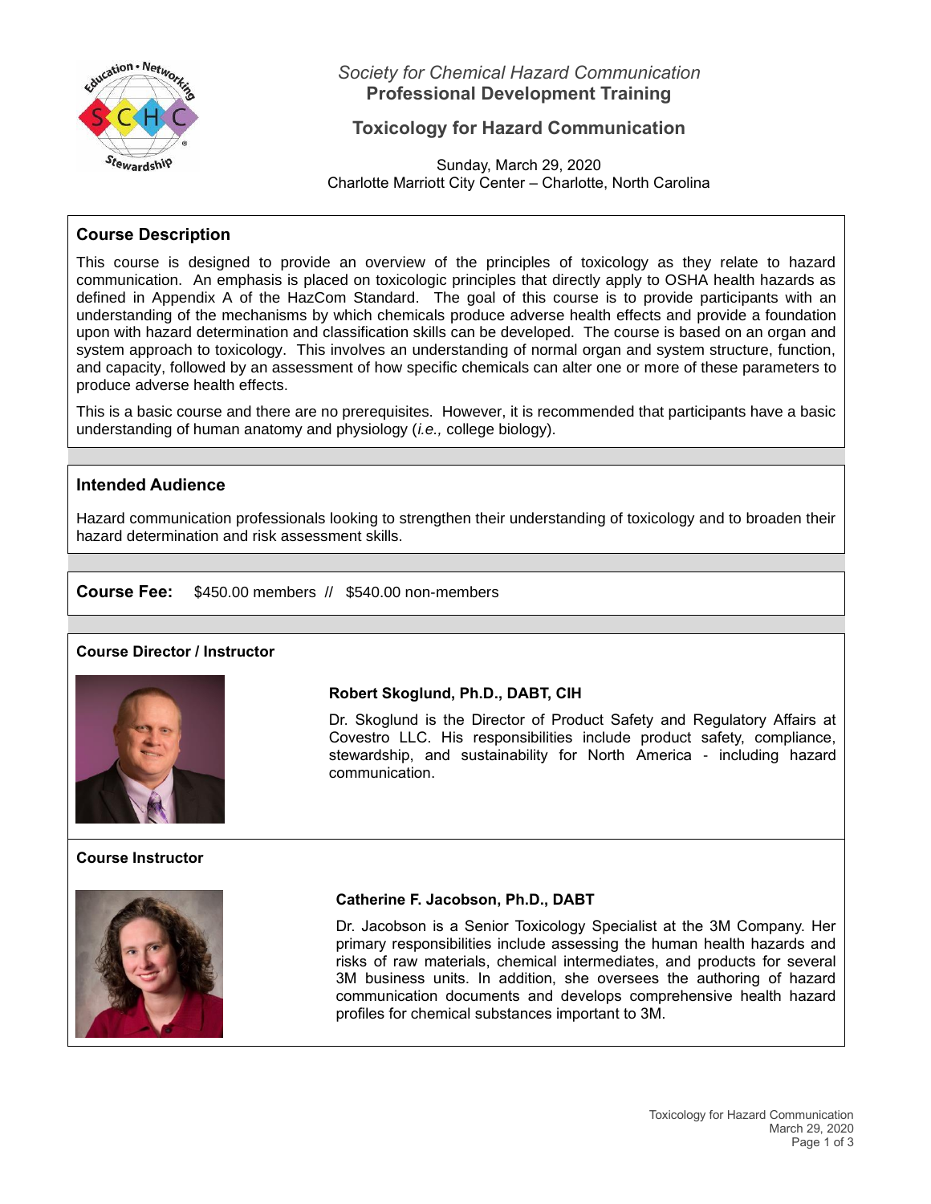*Society for Chemical Hazard Communication*
**Professional Development Training**

# Toxicology for Hazard Communication

Sunday, March 29, 2020
Charlotte Marriott City Center – Charlotte, North Carolina

## Course Description

This course is designed to provide an overview of the principles of toxicology as they relate to hazard communication. An emphasis is placed on toxicologic principles that directly apply to OSHA health hazards as defined in Appendix A of the HazCom Standard. The goal of this course is to provide participants with an understanding of the mechanisms by which chemicals produce adverse health effects and provide a foundation upon with hazard determination and classification skills can be developed. The course is based on an organ and system approach to toxicology. This involves an understanding of normal organ and system structure, function, and capacity, followed by an assessment of how specific chemicals can alter one or more of these parameters to produce adverse health effects.

This is a basic course and there are no prerequisites. However, it is recommended that participants have a basic understanding of human anatomy and physiology (*i.e.,* college biology).

## Intended Audience

Hazard communication professionals looking to strengthen their understanding of toxicology and to broaden their hazard determination and risk assessment skills.

**Course Fee:** $450.00 members // $540.00 non-members

### Course Director / Instructor

**Robert Skoglund, Ph.D., DABT, CIH**

Dr. Skoglund is the Director of Product Safety and Regulatory Affairs at Covestro LLC. His responsibilities include product safety, compliance, stewardship, and sustainability for North America - including hazard communication.

### Course Instructor

**Catherine F. Jacobson, Ph.D., DABT**

Dr. Jacobson is a Senior Toxicology Specialist at the 3M Company. Her primary responsibilities include assessing the human health hazards and risks of raw materials, chemical intermediates, and products for several 3M business units. In addition, she oversees the authoring of hazard communication documents and develops comprehensive health hazard profiles for chemical substances important to 3M.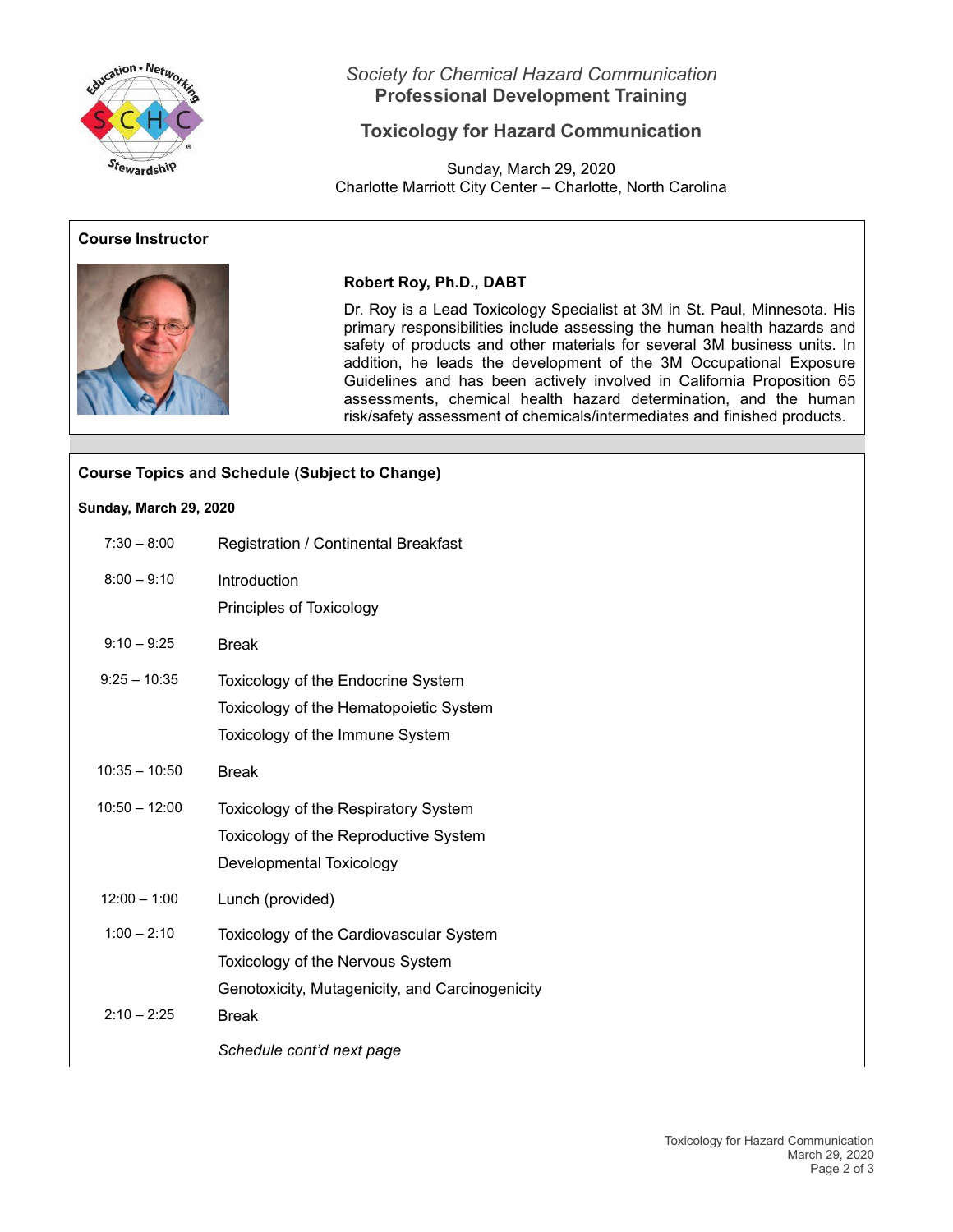*Society for Chemical Hazard Communication*
**Professional Development Training**

## Toxicology for Hazard Communication

Sunday, March 29, 2020
Charlotte Marriott City Center – Charlotte, North Carolina

### Course Instructor

**Robert Roy, Ph.D., DABT**

Dr. Roy is a Lead Toxicology Specialist at 3M in St. Paul, Minnesota. His primary responsibilities include assessing the human health hazards and safety of products and other materials for several 3M business units. In addition, he leads the development of the 3M Occupational Exposure Guidelines and has been actively involved in California Proposition 65 assessments, chemical health hazard determination, and the human risk/safety assessment of chemicals/intermediates and finished products.

### Course Topics and Schedule (Subject to Change)

**Sunday, March 29, 2020**

| Time | Topic |
|---|---|
| 7:30 – 8:00 | Registration / Continental Breakfast |
| 8:00 – 9:10 | Introduction<br>Principles of Toxicology |
| 9:10 – 9:25 | Break |
| 9:25 – 10:35 | Toxicology of the Endocrine System<br>Toxicology of the Hematopoietic System<br>Toxicology of the Immune System |
| 10:35 – 10:50 | Break |
| 10:50 – 12:00 | Toxicology of the Respiratory System<br>Toxicology of the Reproductive System<br>Developmental Toxicology |
| 12:00 – 1:00 | Lunch (provided) |
| 1:00 – 2:10 | Toxicology of the Cardiovascular System<br>Toxicology of the Nervous System<br>Genotoxicity, Mutagenicity, and Carcinogenicity |
| 2:10 – 2:25 | Break |

*Schedule cont'd next page*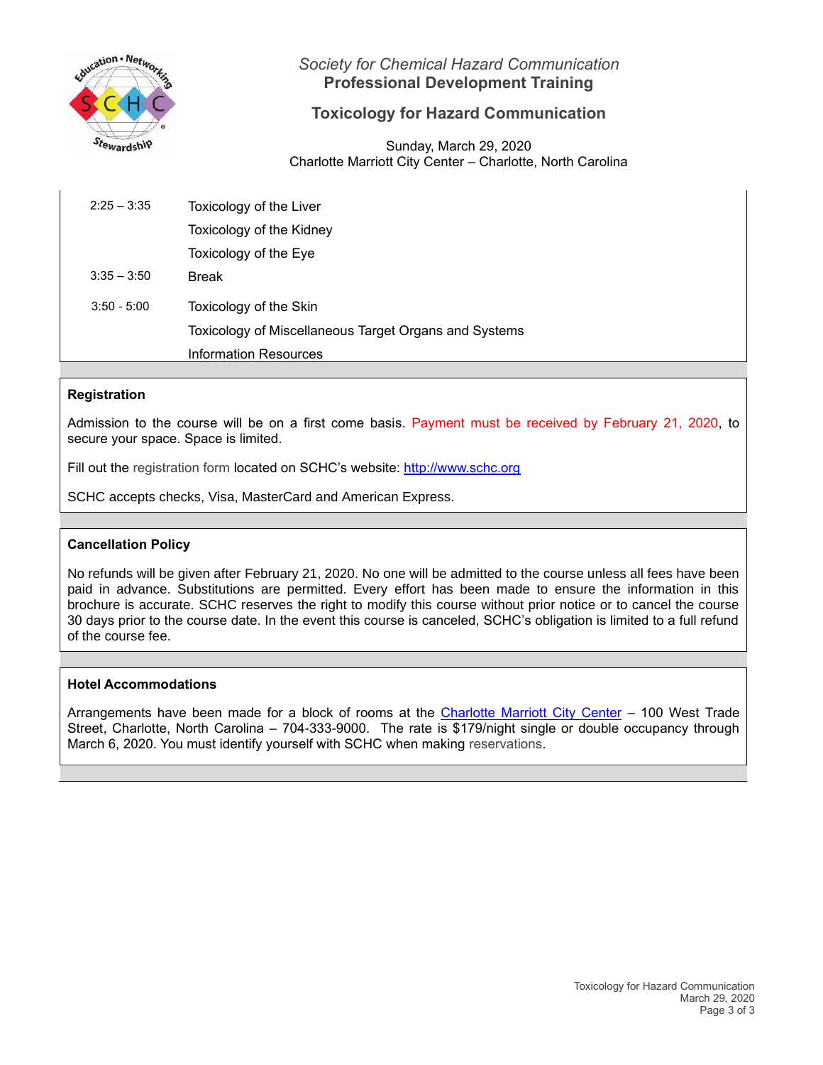*Society for Chemical Hazard Communication*
**Professional Development Training**

## Toxicology for Hazard Communication

Sunday, March 29, 2020
Charlotte Marriott City Center – Charlotte, North Carolina

| | |
|---|---|
| 2:25 – 3:35 | Toxicology of the Liver |
| | Toxicology of the Kidney |
| | Toxicology of the Eye |
| 3:35 – 3:50 | Break |
| 3:50 - 5:00 | Toxicology of the Skin |
| | Toxicology of Miscellaneous Target Organs and Systems |
| | Information Resources |

### Registration

Admission to the course will be on a first come basis. Payment must be received by February 21, 2020, to secure your space. Space is limited.

Fill out the registration form located on SCHC's website: [http://www.schc.org](http://www.schc.org)

SCHC accepts checks, Visa, MasterCard and American Express.

### Cancellation Policy

No refunds will be given after February 21, 2020. No one will be admitted to the course unless all fees have been paid in advance. Substitutions are permitted. Every effort has been made to ensure the information in this brochure is accurate. SCHC reserves the right to modify this course without prior notice or to cancel the course 30 days prior to the course date. In the event this course is canceled, SCHC's obligation is limited to a full refund of the course fee.

### Hotel Accommodations

Arrangements have been made for a block of rooms at the Charlotte Marriott City Center – 100 West Trade Street, Charlotte, North Carolina – 704-333-9000. The rate is $179/night single or double occupancy through March 6, 2020. You must identify yourself with SCHC when making reservations.